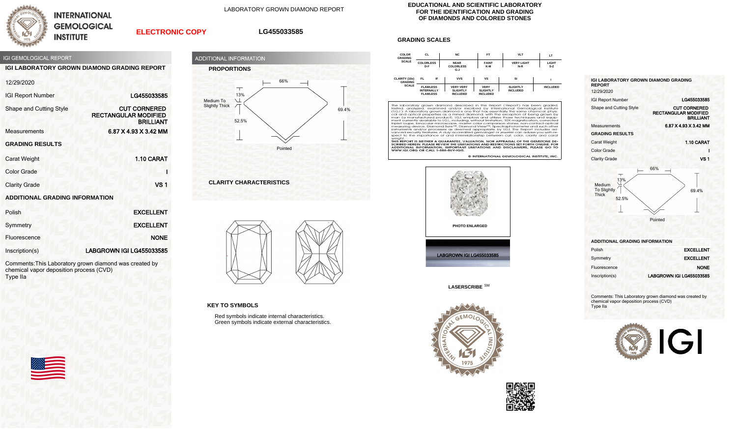# INTERNATIONAL GEMOLOGICAL INSTITUTE

LABORATORY GROWN DIAMOND REPORT

**ELECTRONIC COPY**

**LG455033585**

EDUCATIONAL AND SCIENTIFIC LABORATORY FOR THE IDENTIFICATION AND GRADING OF DIAMONDS AND COLORED STONES

## IGI GEMOLOGICAL REPORT

### IGI LABORATORY GROWN DIAMOND GRADING REPORT

| | |
|---|---|
| 12/29/2020 | |
| IGI Report Number | LG455033585 |
| Shape and Cutting Style | CUT CORNERED RECTANGULAR MODIFIED BRILLIANT |
| Measurements | 6.87 X 4.93 X 3.42 MM |

### GRADING RESULTS

| | |
|---|---|
| Carat Weight | 1.10 CARAT |
| Color Grade | I |
| Clarity Grade | VS 1 |

### ADDITIONAL GRADING INFORMATION

| | |
|---|---|
| Polish | EXCELLENT |
| Symmetry | EXCELLENT |
| Fluorescence | NONE |
| Inscription(s) | LABGROWN IGI LG455033585 |

Comments:This Laboratory grown diamond was created by chemical vapor deposition process (CVD)
Type IIa

## ADDITIONAL INFORMATION

### PROPORTIONS

66%
13%
Medium To Slightly Thick
69.4%
52.5%
Pointed

### CLARITY CHARACTERISTICS

### KEY TO SYMBOLS

Red symbols indicate internal characteristics.
Green symbols indicate external characteristics.

## GRADING SCALES

| COLOR GRADING SCALE | CL | NC | FT | VLT | LT |
|---|---|---|---|---|---|
| | COLORLESS D-F | NEAR COLORLESS G-J | FAINT K-M | VERY LIGHT N-R | LIGHT S-Z |

| CLARITY (10x) GRADING SCALE | FL | IF | VVS | VS | SI | I |
|---|---|---|---|---|---|---|
| | FLAWLESS | INTERNALLY FLAWLESS | VERY VERY SLIGHTLY INCLUDED | VERY SLIGHTLY INCLUDED | SLIGHTLY INCLUDED | INCLUDED |

The laboratory grown diamond described in this Report ('Report') has been graded, tested, analyzed, examined and/or inscribed by International Gemological Institute (I.G.I.). A laboratory grown diamond is one that has essentially the same chemical, physical and optical properties as a mined diamond, with the exception of being grown by man (a manufactured product). I.G.I. employs and utilizes those techniques and equipment currently available to I.G.I., including, without limitation, 10X magnification, corrected triplet loupe, binocular microscope, master color comparison stones, non-contact-optical measuring device, Diamond Sure™, Diamond View™, Spectrophotometer and such other instruments and/or processes as deemed appropriate by I.G.I. This Report includes advanced security features. A duly accredited gemologist or jeweler can advise you with respect to the importance of and interrelationship between cut, color, clarity and carat weight.
**THIS REPORT IS NEITHER A GUARANTEE, VALUATION, NOR APPRAISAL OF THE GEMSTONE DESCRIBED HEREIN. PLEASE REVIEW THE LIMITATIONS AND RESTRICTIONS SET FORTH ONLINE. FOR ADDITIONAL INFORMATION, IMPORTANT LIMITATIONS AND DISCLAIMERS, PLEASE GO TO WWW.IGI.ORG OR CALL 1-888-BUY-IGIS.**

© INTERNATIONAL GEMOLOGICAL INSTITUTE, INC.

PHOTO ENLARGED

LABGROWN IGI LG455033585

LASERSCRIBE [SM]

### IGI LABORATORY GROWN DIAMOND GRADING REPORT

| | |
|---|---|
| 12/29/2020 | |
| IGI Report Number | LG455033585 |
| Shape and Cutting Style | CUT CORNERED RECTANGULAR MODIFIED BRILLIANT |
| Measurements | 6.87 X 4.93 X 3.42 MM |

### GRADING RESULTS

| | |
|---|---|
| Carat Weight | 1.10 CARAT |
| Color Grade | I |
| Clarity Grade | VS 1 |

66%
13%
Medium To Slightly Thick
69.4%
52.5%
Pointed

### ADDITIONAL GRADING INFORMATION

| | |
|---|---|
| Polish | EXCELLENT |
| Symmetry | EXCELLENT |
| Fluorescence | NONE |
| Inscription(s) | LABGROWN IGI LG455033585 |

Comments: This Laboratory grown diamond was created by chemical vapor deposition process (CVD)
Type IIa

IGI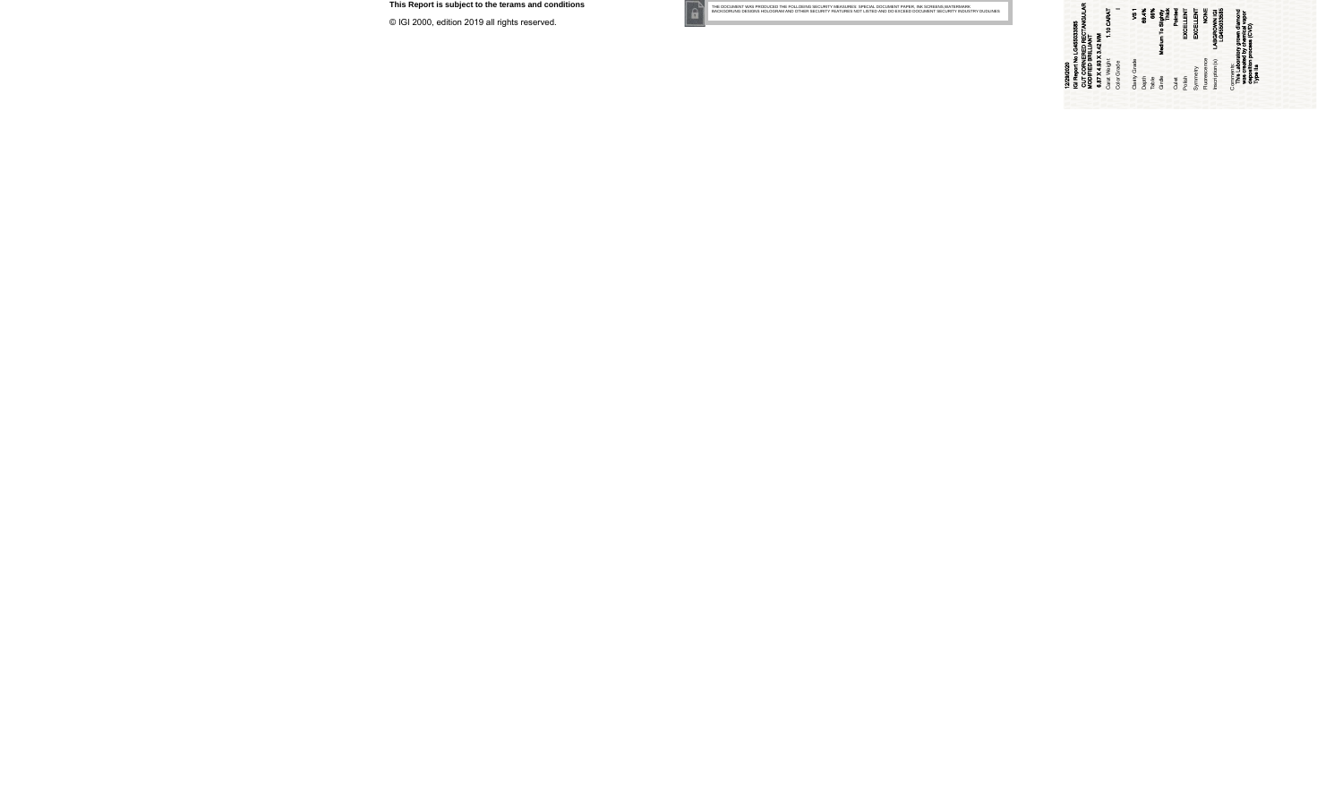**This Report is subject to the terams and conditions**

© IGI 2000, edition 2019 all rights reserved.

THE DOCUMENT WAS PRODUCED THE FOLLOWING SECURITY MEASURES: SPECIAL DOCUMENT PAPER, INK SCREENS,WATERMARK BACKGROUND DESIGNS HOLOGRAM AND OTHER SECURITY FEATURES NOT LISTED AND DO EXCEED DOCUMENT SECURITY INDUSTRY DUDLINES

12/20/2020

IGI Report No LG455033585

CUT CORNERED RECTANGULAR MODIFIED BRILLIANT

6.87 X 4.83 X 3.42 MM

| | |
|---|---|
| Carat Weight | 1.10 CARAT |
| Color Grade | I |
| Clarity Grade | VS 1 |
| Depth | 69.4% |
| Table | 69% |
| Girdle | Medium To Slightly Thick |
| Culet | Pointed |
| Polish | EXCELLENT |
| Symmetry | EXCELLENT |
| Fluorescence | NONE |
| Inscription(s) | LABGROWN IGI LG455033585 |

Comments:

This Laboratory grown diamond was created by chemical vapor deposition process (CVD)

Type IIa